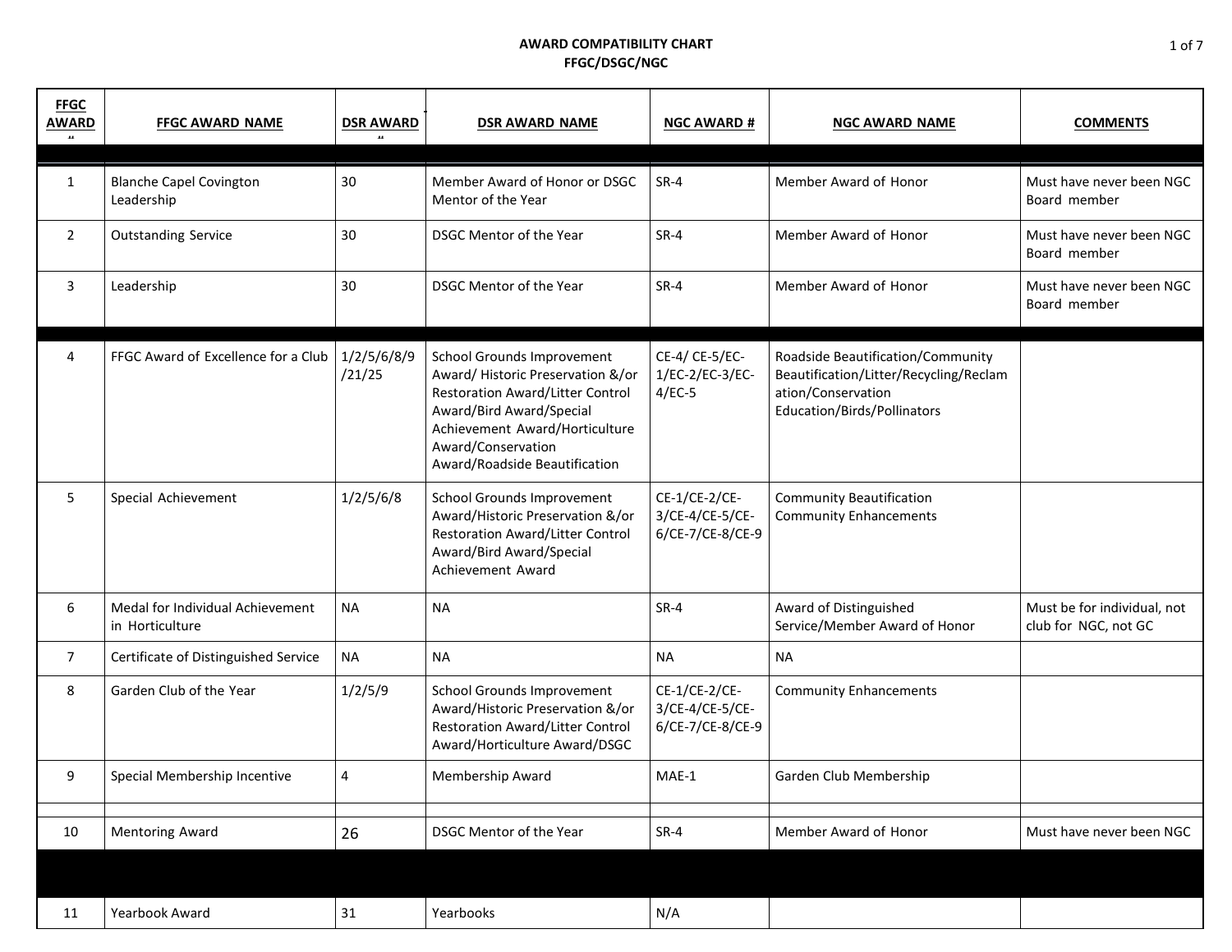# AWARD COMPATIBILITY CHART
## FFGC/DSGC/NGC

| FFGC AWARD # | FFGC AWARD NAME | DSR AWARD # | DSR AWARD NAME | NGC AWARD # | NGC AWARD NAME | COMMENTS |
|---|---|---|---|---|---|---|
| 1 | Blanche Capel Covington Leadership | 30 | Member Award of Honor or DSGC Mentor of the Year | SR-4 | Member Award of Honor | Must have never been NGC Board member |
| 2 | Outstanding Service | 30 | DSGC Mentor of the Year | SR-4 | Member Award of Honor | Must have never been NGC Board member |
| 3 | Leadership | 30 | DSGC Mentor of the Year | SR-4 | Member Award of Honor | Must have never been NGC Board member |
| 4 | FFGC Award of Excellence for a Club | 1/2/5/6/8/9/21/25 | School Grounds Improvement Award/ Historic Preservation &/or Restoration Award/Litter Control Award/Bird Award/Special Achievement Award/Horticulture Award/Conservation Award/Roadside Beautification | CE-4/ CE-5/EC-1/EC-2/EC-3/EC-4/EC-5 | Roadside Beautification/Community Beautification/Litter/Recycling/Reclamation/Conservation Education/Birds/Pollinators | |
| 5 | Special Achievement | 1/2/5/6/8 | School Grounds Improvement Award/Historic Preservation &/or Restoration Award/Litter Control Award/Bird Award/Special Achievement Award | CE-1/CE-2/CE-3/CE-4/CE-5/CE-6/CE-7/CE-8/CE-9 | Community Beautification Community Enhancements | |
| 6 | Medal for Individual Achievement in Horticulture | NA | NA | SR-4 | Award of Distinguished Service/Member Award of Honor | Must be for individual, not club for NGC, not GC |
| 7 | Certificate of Distinguished Service | NA | NA | NA | NA | |
| 8 | Garden Club of the Year | 1/2/5/9 | School Grounds Improvement Award/Historic Preservation &/or Restoration Award/Litter Control Award/Horticulture Award/DSGC | CE-1/CE-2/CE-3/CE-4/CE-5/CE-6/CE-7/CE-8/CE-9 | Community Enhancements | |
| 9 | Special Membership Incentive | 4 | Membership Award | MAE-1 | Garden Club Membership | |
| 10 | Mentoring Award | 26 | DSGC Mentor of the Year | SR-4 | Member Award of Honor | Must have never been NGC |
| 11 | Yearbook Award | 31 | Yearbooks | N/A | | |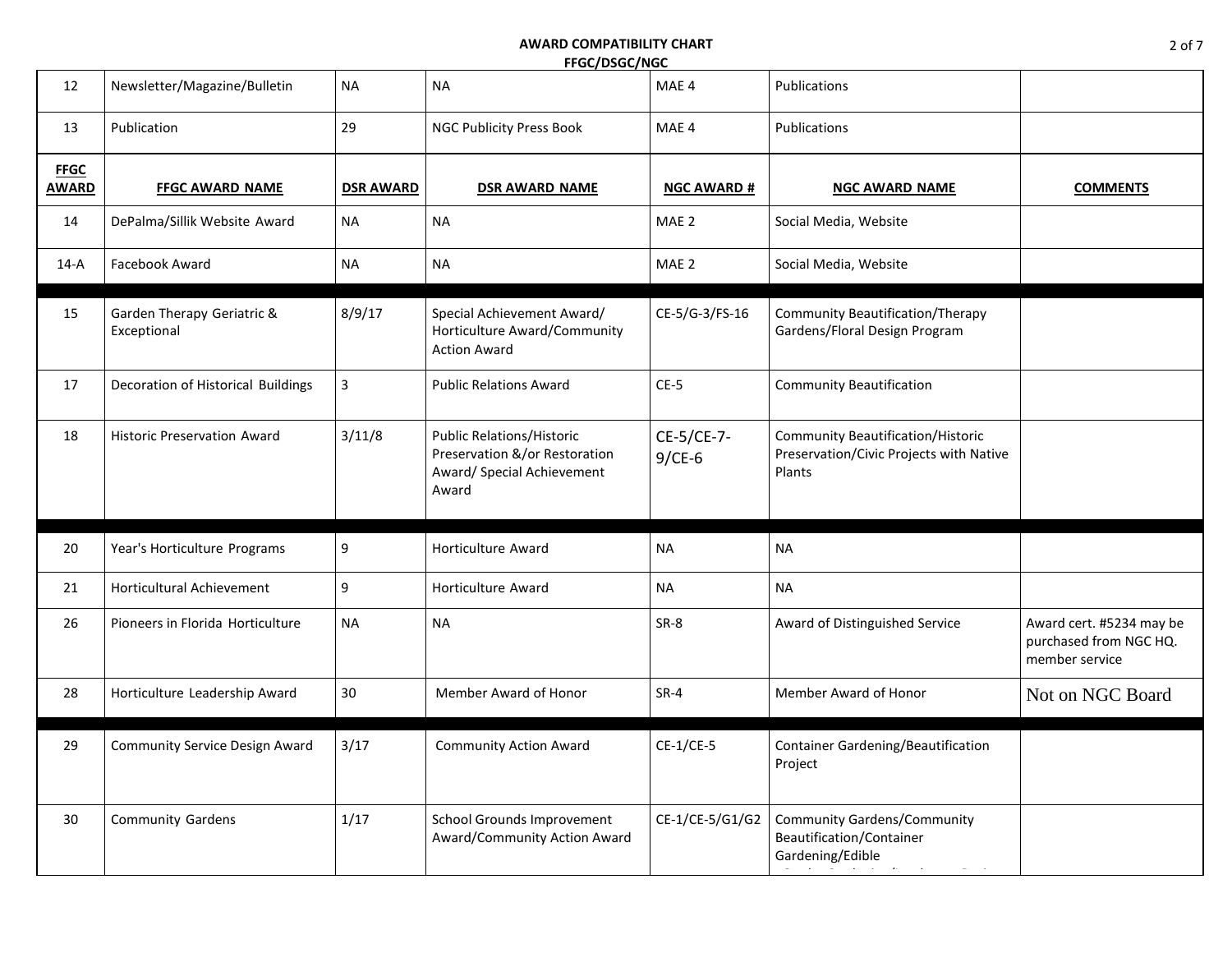## AWARD COMPATIBILITY CHART
## FFGC/DSGC/NGC

| FFGC AWARD | FFGC AWARD NAME | DSR AWARD | DSR AWARD NAME | NGC AWARD # | NGC AWARD NAME | COMMENTS |
|---|---|---|---|---|---|---|
| 12 | Newsletter/Magazine/Bulletin | NA | NA | MAE 4 | Publications | |
| 13 | Publication | 29 | NGC Publicity Press Book | MAE 4 | Publications | |
| 14 | DePalma/Sillik Website Award | NA | NA | MAE 2 | Social Media, Website | |
| 14-A | Facebook Award | NA | NA | MAE 2 | Social Media, Website | |
| 15 | Garden Therapy Geriatric & Exceptional | 8/9/17 | Special Achievement Award/ Horticulture Award/Community Action Award | CE-5/G-3/FS-16 | Community Beautification/Therapy Gardens/Floral Design Program | |
| 17 | Decoration of Historical Buildings | 3 | Public Relations Award | CE-5 | Community Beautification | |
| 18 | Historic Preservation Award | 3/11/8 | Public Relations/Historic Preservation &/or Restoration Award/ Special Achievement Award | CE-5/CE-7-9/CE-6 | Community Beautification/Historic Preservation/Civic Projects with Native Plants | |
| 20 | Year's Horticulture Programs | 9 | Horticulture Award | NA | NA | |
| 21 | Horticultural Achievement | 9 | Horticulture Award | NA | NA | |
| 26 | Pioneers in Florida Horticulture | NA | NA | SR-8 | Award of Distinguished Service | Award cert. #5234 may be purchased from NGC HQ. member service |
| 28 | Horticulture Leadership Award | 30 | Member Award of Honor | SR-4 | Member Award of Honor | Not on NGC Board |
| 29 | Community Service Design Award | 3/17 | Community Action Award | CE-1/CE-5 | Container Gardening/Beautification Project | |
| 30 | Community Gardens | 1/17 | School Grounds Improvement Award/Community Action Award | CE-1/CE-5/G1/G2 | Community Gardens/Community Beautification/Container Gardening/Edible | |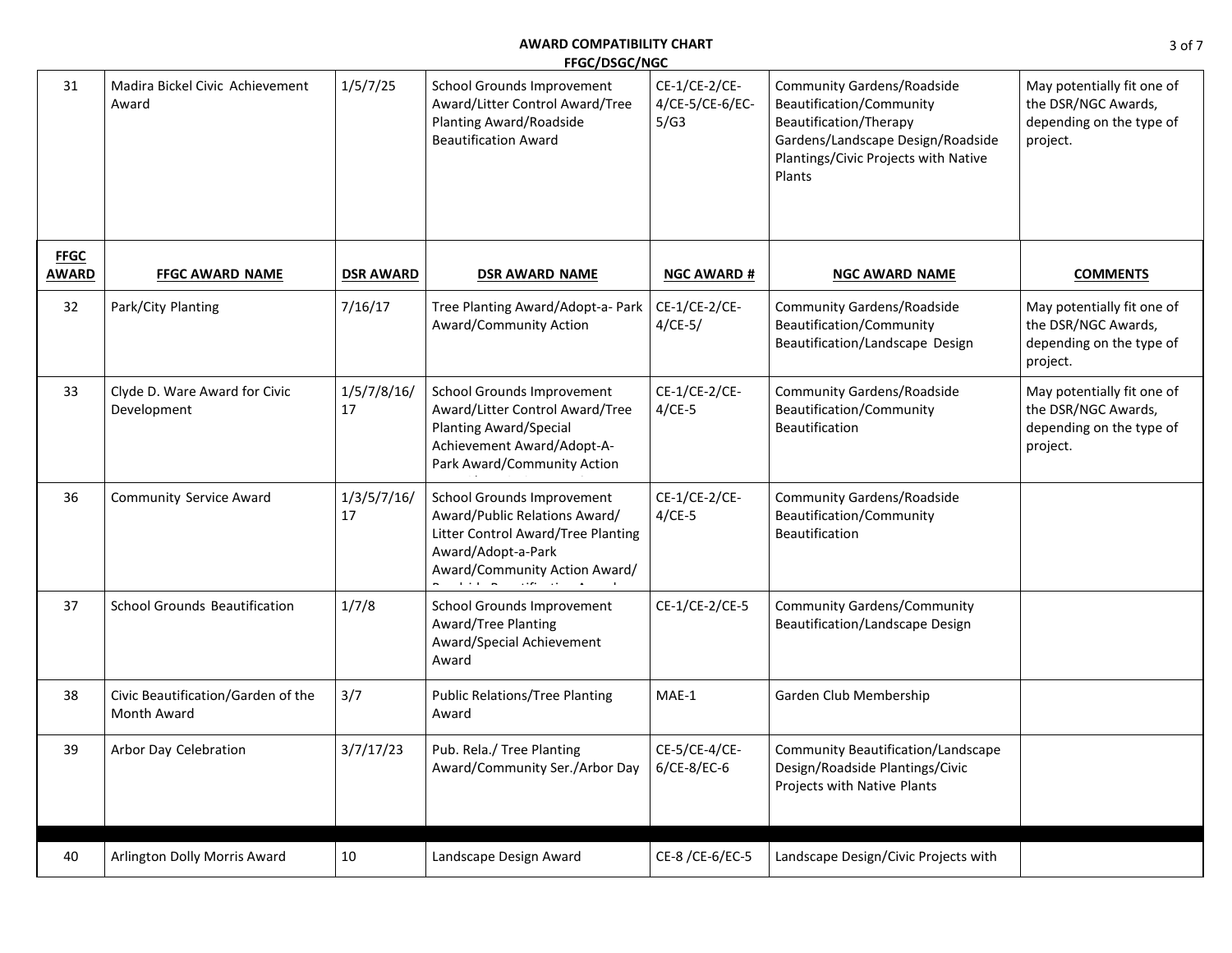**AWARD COMPATIBILITY CHART**
**FFGC/DSGC/NGC**

| FFGC AWARD | FFGC AWARD NAME | DSR AWARD | DSR AWARD NAME | NGC AWARD # | NGC AWARD NAME | COMMENTS |
|---|---|---|---|---|---|---|
| 31 | Madira Bickel Civic Achievement Award | 1/5/7/25 | School Grounds Improvement Award/Litter Control Award/Tree Planting Award/Roadside Beautification Award | CE-1/CE-2/CE-4/CE-5/CE-6/EC-5/G3 | Community Gardens/Roadside Beautification/Community Beautification/Therapy Gardens/Landscape Design/Roadside Plantings/Civic Projects with Native Plants | May potentially fit one of the DSR/NGC Awards, depending on the type of project. |
| 32 | Park/City Planting | 7/16/17 | Tree Planting Award/Adopt-a- Park Award/Community Action | CE-1/CE-2/CE-4/CE-5/ | Community Gardens/Roadside Beautification/Community Beautification/Landscape Design | May potentially fit one of the DSR/NGC Awards, depending on the type of project. |
| 33 | Clyde D. Ware Award for Civic Development | 1/5/7/8/16/17 | School Grounds Improvement Award/Litter Control Award/Tree Planting Award/Special Achievement Award/Adopt-A-Park Award/Community Action | CE-1/CE-2/CE-4/CE-5 | Community Gardens/Roadside Beautification/Community Beautification | May potentially fit one of the DSR/NGC Awards, depending on the type of project. |
| 36 | Community Service Award | 1/3/5/7/16/17 | School Grounds Improvement Award/Public Relations Award/ Litter Control Award/Tree Planting Award/Adopt-a-Park Award/Community Action Award/ | CE-1/CE-2/CE-4/CE-5 | Community Gardens/Roadside Beautification/Community Beautification | |
| 37 | School Grounds Beautification | 1/7/8 | School Grounds Improvement Award/Tree Planting Award/Special Achievement Award | CE-1/CE-2/CE-5 | Community Gardens/Community Beautification/Landscape Design | |
| 38 | Civic Beautification/Garden of the Month Award | 3/7 | Public Relations/Tree Planting Award | MAE-1 | Garden Club Membership | |
| 39 | Arbor Day Celebration | 3/7/17/23 | Pub. Rela./ Tree Planting Award/Community Ser./Arbor Day | CE-5/CE-4/CE-6/CE-8/EC-6 | Community Beautification/Landscape Design/Roadside Plantings/Civic Projects with Native Plants | |
| 40 | Arlington Dolly Morris Award | 10 | Landscape Design Award | CE-8 /CE-6/EC-5 | Landscape Design/Civic Projects with | |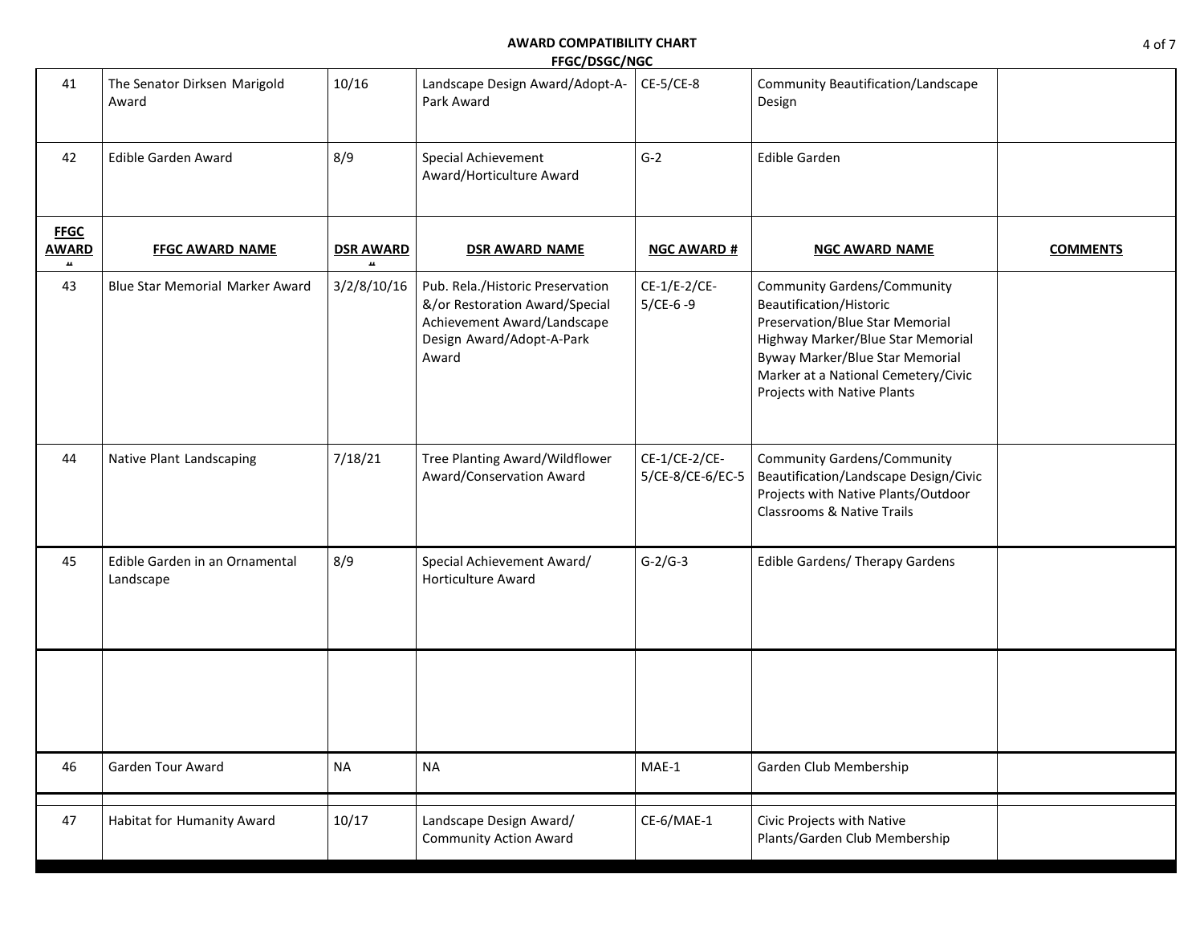## AWARD COMPATIBILITY CHART

## FFGC/DSGC/NGC

| 41 | The Senator Dirksen Marigold Award | 10/16 | Landscape Design Award/Adopt-A-Park Award | CE-5/CE-8 | Community Beautification/Landscape Design | |
|---|---|---|---|---|---|---|
| 42 | Edible Garden Award | 8/9 | Special Achievement Award/Horticulture Award | G-2 | Edible Garden | |
| **FFGC AWARD #** | **FFGC AWARD NAME** | **DSR AWARD #** | **DSR AWARD NAME** | **NGC AWARD #** | **NGC AWARD NAME** | **COMMENTS** |
| 43 | Blue Star Memorial Marker Award | 3/2/8/10/16 | Pub. Rela./Historic Preservation &/or Restoration Award/Special Achievement Award/Landscape Design Award/Adopt-A-Park Award | CE-1/E-2/CE-5/CE-6 -9 | Community Gardens/Community Beautification/Historic Preservation/Blue Star Memorial Highway Marker/Blue Star Memorial Byway Marker/Blue Star Memorial Marker at a National Cemetery/Civic Projects with Native Plants | |
| 44 | Native Plant Landscaping | 7/18/21 | Tree Planting Award/Wildflower Award/Conservation Award | CE-1/CE-2/CE-5/CE-8/CE-6/EC-5 | Community Gardens/Community Beautification/Landscape Design/Civic Projects with Native Plants/Outdoor Classrooms & Native Trails | |
| 45 | Edible Garden in an Ornamental Landscape | 8/9 | Special Achievement Award/ Horticulture Award | G-2/G-3 | Edible Gardens/ Therapy Gardens | |
| | | | | | | |
| 46 | Garden Tour Award | NA | NA | MAE-1 | Garden Club Membership | |
| 47 | Habitat for Humanity Award | 10/17 | Landscape Design Award/ Community Action Award | CE-6/MAE-1 | Civic Projects with Native Plants/Garden Club Membership | |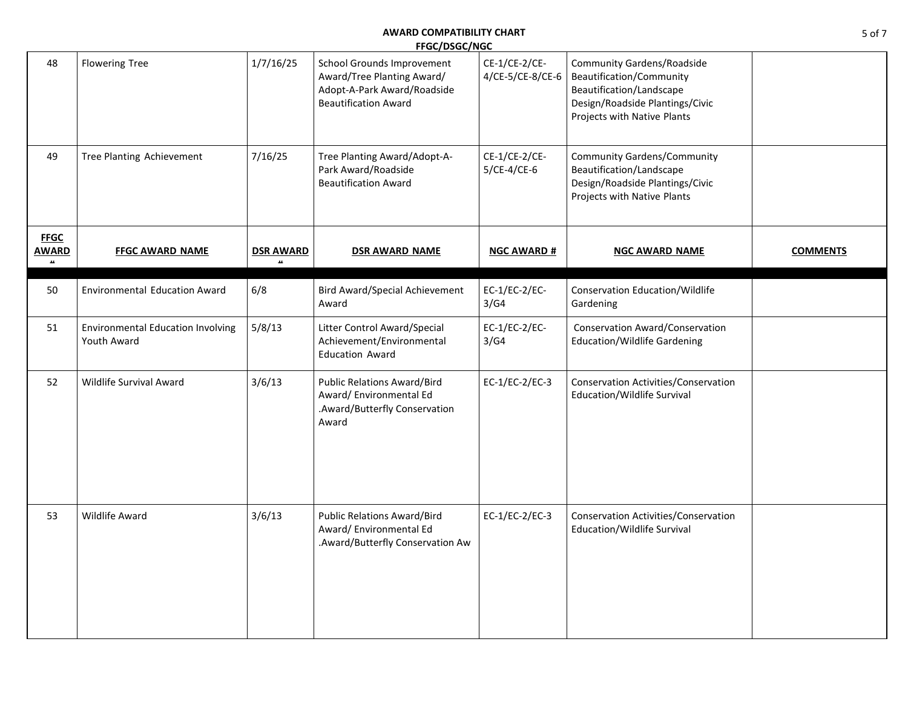## AWARD COMPATIBILITY CHART
## FFGC/DSGC/NGC

| FFGC AWARD # | FFGC AWARD NAME | DSR AWARD # | DSR AWARD NAME | NGC AWARD # | NGC AWARD NAME | COMMENTS |
|---|---|---|---|---|---|---|
| 48 | Flowering Tree | 1/7/16/25 | School Grounds Improvement Award/Tree Planting Award/ Adopt-A-Park Award/Roadside Beautification Award | CE-1/CE-2/CE-4/CE-5/CE-8/CE-6 | Community Gardens/Roadside Beautification/Community Beautification/Landscape Design/Roadside Plantings/Civic Projects with Native Plants | |
| 49 | Tree Planting Achievement | 7/16/25 | Tree Planting Award/Adopt-A-Park Award/Roadside Beautification Award | CE-1/CE-2/CE-5/CE-4/CE-6 | Community Gardens/Community Beautification/Landscape Design/Roadside Plantings/Civic Projects with Native Plants | |
| 50 | Environmental Education Award | 6/8 | Bird Award/Special Achievement Award | EC-1/EC-2/EC-3/G4 | Conservation Education/Wildlife Gardening | |
| 51 | Environmental Education Involving Youth Award | 5/8/13 | Litter Control Award/Special Achievement/Environmental Education Award | EC-1/EC-2/EC-3/G4 | Conservation Award/Conservation Education/Wildlife Gardening | |
| 52 | Wildlife Survival Award | 3/6/13 | Public Relations Award/Bird Award/ Environmental Ed .Award/Butterfly Conservation Award | EC-1/EC-2/EC-3 | Conservation Activities/Conservation Education/Wildlife Survival | |
| 53 | Wildlife Award | 3/6/13 | Public Relations Award/Bird Award/ Environmental Ed .Award/Butterfly Conservation Aw | EC-1/EC-2/EC-3 | Conservation Activities/Conservation Education/Wildlife Survival | |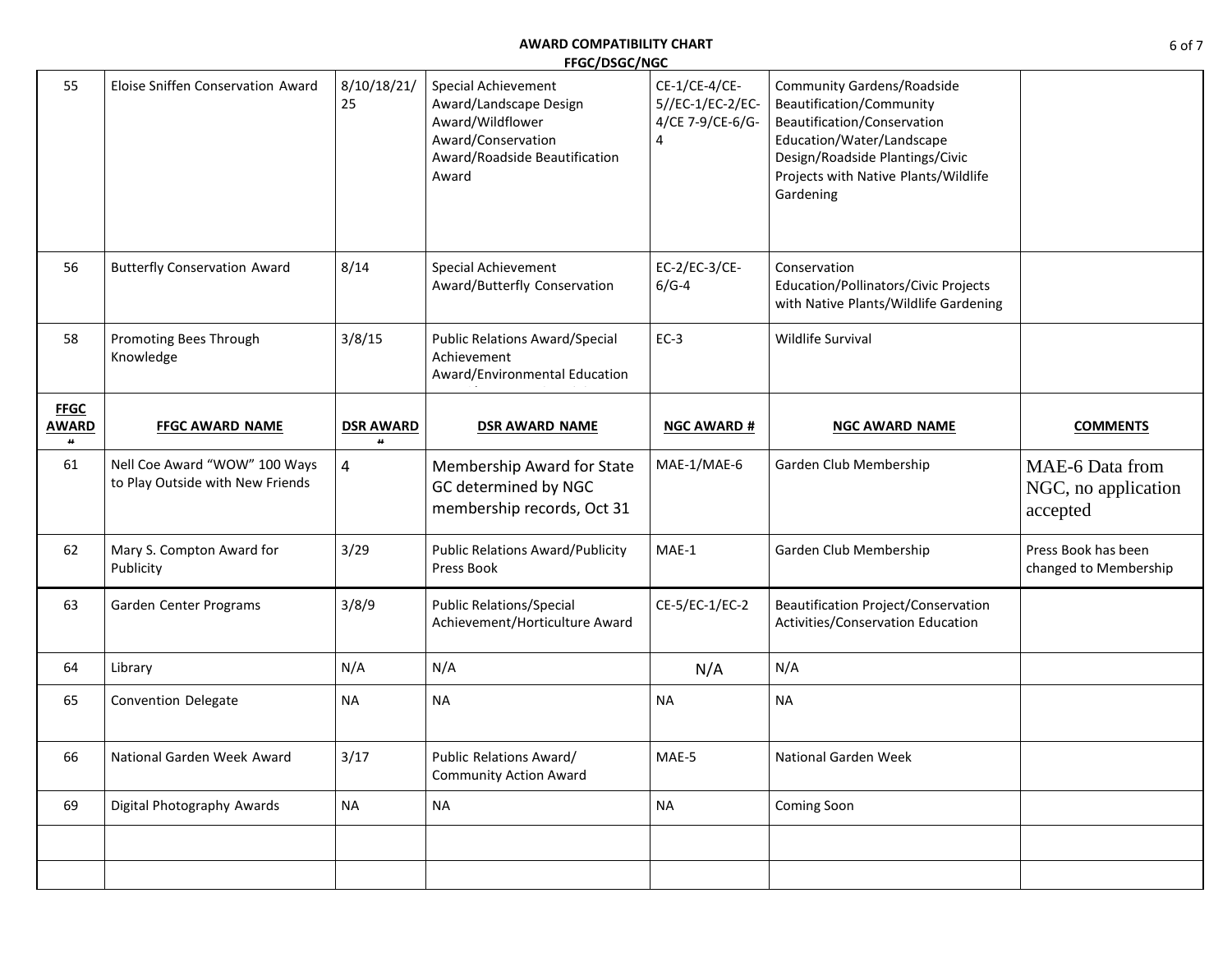**AWARD COMPATIBILITY CHART**
**FFGC/DSGC/NGC**

| | | | | | | |
|---|---|---|---|---|---|---|
| 55 | Eloise Sniffen Conservation Award | 8/10/18/21/25 | Special Achievement Award/Landscape Design Award/Wildflower Award/Conservation Award/Roadside Beautification Award | CE-1/CE-4/CE-5//EC-1/EC-2/EC-4/CE 7-9/CE-6/G-4 | Community Gardens/Roadside Beautification/Community Beautification/Conservation Education/Water/Landscape Design/Roadside Plantings/Civic Projects with Native Plants/Wildlife Gardening | |
| 56 | Butterfly Conservation Award | 8/14 | Special Achievement Award/Butterfly Conservation | EC-2/EC-3/CE-6/G-4 | Conservation Education/Pollinators/Civic Projects with Native Plants/Wildlife Gardening | |
| 58 | Promoting Bees Through Knowledge | 3/8/15 | Public Relations Award/Special Achievement Award/Environmental Education | EC-3 | Wildlife Survival | |
| **FFGC AWARD #** | **FFGC AWARD NAME** | **DSR AWARD #** | **DSR AWARD NAME** | **NGC AWARD #** | **NGC AWARD NAME** | **COMMENTS** |
| 61 | Nell Coe Award "WOW" 100 Ways to Play Outside with New Friends | 4 | Membership Award for State GC determined by NGC membership records, Oct 31 | MAE-1/MAE-6 | Garden Club Membership | MAE-6 Data from NGC, no application accepted |
| 62 | Mary S. Compton Award for Publicity | 3/29 | Public Relations Award/Publicity Press Book | MAE-1 | Garden Club Membership | Press Book has been changed to Membership |
| 63 | Garden Center Programs | 3/8/9 | Public Relations/Special Achievement/Horticulture Award | CE-5/EC-1/EC-2 | Beautification Project/Conservation Activities/Conservation Education | |
| 64 | Library | N/A | N/A | N/A | N/A | |
| 65 | Convention Delegate | NA | NA | NA | NA | |
| 66 | National Garden Week Award | 3/17 | Public Relations Award/ Community Action Award | MAE-5 | National Garden Week | |
| 69 | Digital Photography Awards | NA | NA | NA | Coming Soon | |
| | | | | | | |
| | | | | | | |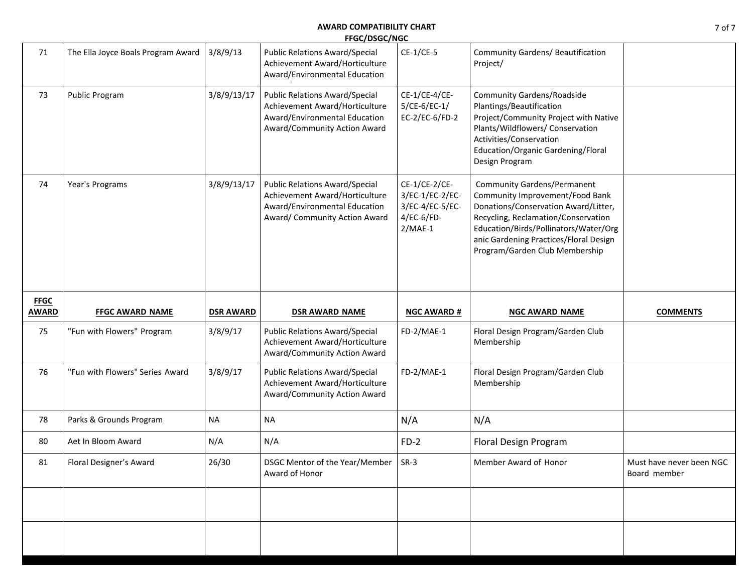## AWARD COMPATIBILITY CHART
### FFGC/DSGC/NGC

| FFGC AWARD | FFGC AWARD NAME | DSR AWARD | DSR AWARD NAME | NGC AWARD # | NGC AWARD NAME | COMMENTS |
|---|---|---|---|---|---|---|
| 71 | The Ella Joyce Boals Program Award | 3/8/9/13 | Public Relations Award/Special Achievement Award/Horticulture Award/Environmental Education | CE-1/CE-5 | Community Gardens/ Beautification Project/ | |
| 73 | Public Program | 3/8/9/13/17 | Public Relations Award/Special Achievement Award/Horticulture Award/Environmental Education Award/Community Action Award | CE-1/CE-4/CE-5/CE-6/EC-1/ EC-2/EC-6/FD-2 | Community Gardens/Roadside Plantings/Beautification Project/Community Project with Native Plants/Wildflowers/ Conservation Activities/Conservation Education/Organic Gardening/Floral Design Program | |
| 74 | Year's Programs | 3/8/9/13/17 | Public Relations Award/Special Achievement Award/Horticulture Award/Environmental Education Award/ Community Action Award | CE-1/CE-2/CE-3/EC-1/EC-2/EC-3/EC-4/EC-5/EC-4/EC-6/FD-2/MAE-1 | Community Gardens/Permanent Community Improvement/Food Bank Donations/Conservation Award/Litter, Recycling, Reclamation/Conservation Education/Birds/Pollinators/Water/Organic Gardening Practices/Floral Design Program/Garden Club Membership | |
| 75 | "Fun with Flowers" Program | 3/8/9/17 | Public Relations Award/Special Achievement Award/Horticulture Award/Community Action Award | FD-2/MAE-1 | Floral Design Program/Garden Club Membership | |
| 76 | "Fun with Flowers" Series Award | 3/8/9/17 | Public Relations Award/Special Achievement Award/Horticulture Award/Community Action Award | FD-2/MAE-1 | Floral Design Program/Garden Club Membership | |
| 78 | Parks & Grounds Program | NA | NA | N/A | N/A | |
| 80 | Aet In Bloom Award | N/A | N/A | FD-2 | Floral Design Program | |
| 81 | Floral Designer's Award | 26/30 | DSGC Mentor of the Year/Member Award of Honor | SR-3 | Member Award of Honor | Must have never been NGC Board member |
| | | | | | | |
| | | | | | | |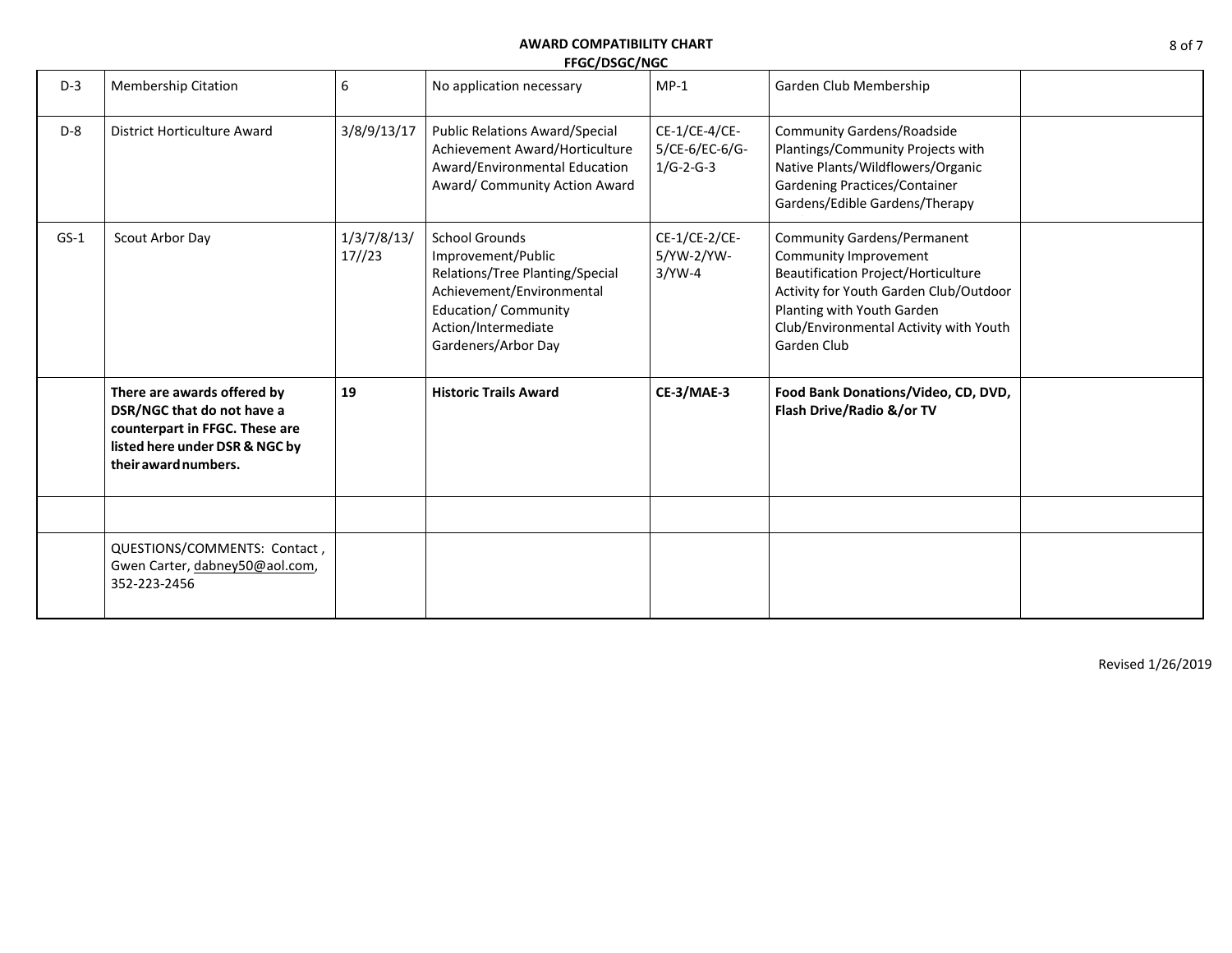# AWARD COMPATIBILITY CHART
## FFGC/DSGC/NGC

| | | | | | | |
|---|---|---|---|---|---|---|
| D-3 | Membership Citation | 6 | No application necessary | MP-1 | Garden Club Membership | |
| D-8 | District Horticulture Award | 3/8/9/13/17 | Public Relations Award/Special Achievement Award/Horticulture Award/Environmental Education Award/ Community Action Award | CE-1/CE-4/CE-5/CE-6/EC-6/G-1/G-2-G-3 | Community Gardens/Roadside Plantings/Community Projects with Native Plants/Wildflowers/Organic Gardening Practices/Container Gardens/Edible Gardens/Therapy | |
| GS-1 | Scout Arbor Day | 1/3/7/8/13/17//23 | School Grounds Improvement/Public Relations/Tree Planting/Special Achievement/Environmental Education/ Community Action/Intermediate Gardeners/Arbor Day | CE-1/CE-2/CE-5/YW-2/YW-3/YW-4 | Community Gardens/Permanent Community Improvement Beautification Project/Horticulture Activity for Youth Garden Club/Outdoor Planting with Youth Garden Club/Environmental Activity with Youth Garden Club | |
| | **There are awards offered by DSR/NGC that do not have a counterpart in FFGC. These are listed here under DSR & NGC by their award numbers.** | **19** | **Historic Trails Award** | **CE-3/MAE-3** | **Food Bank Donations/Video, CD, DVD, Flash Drive/Radio &/or TV** | |
| | | | | | | |
| | QUESTIONS/COMMENTS: Contact , Gwen Carter, dabney50@aol.com, 352-223-2456 | | | | | |

Revised 1/26/2019